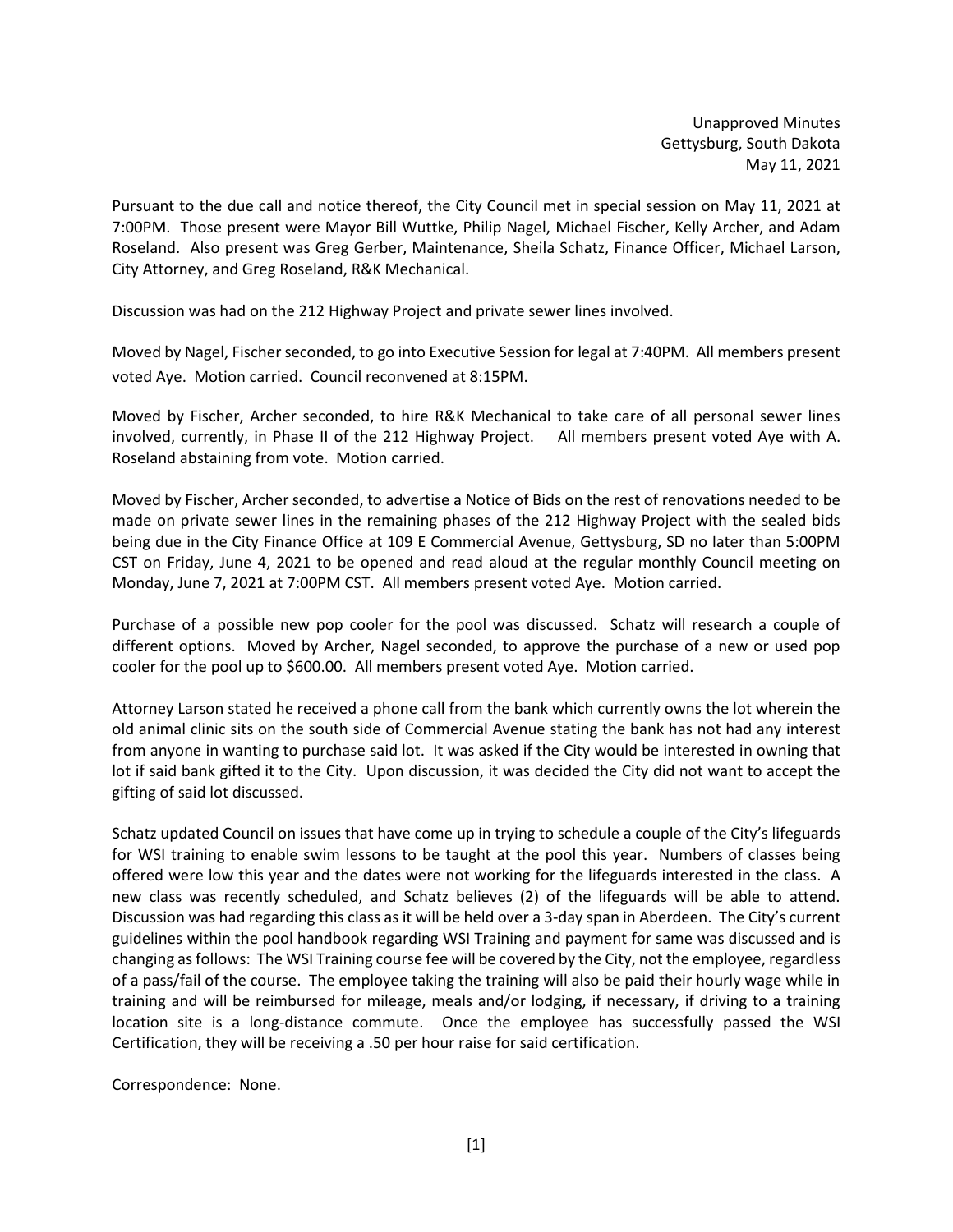Unapproved Minutes
Gettysburg, South Dakota
May 11, 2021

Pursuant to the due call and notice thereof, the City Council met in special session on May 11, 2021 at 7:00PM. Those present were Mayor Bill Wuttke, Philip Nagel, Michael Fischer, Kelly Archer, and Adam Roseland. Also present was Greg Gerber, Maintenance, Sheila Schatz, Finance Officer, Michael Larson, City Attorney, and Greg Roseland, R&K Mechanical.

Discussion was had on the 212 Highway Project and private sewer lines involved.

Moved by Nagel, Fischer seconded, to go into Executive Session for legal at 7:40PM. All members present voted Aye. Motion carried. Council reconvened at 8:15PM.

Moved by Fischer, Archer seconded, to hire R&K Mechanical to take care of all personal sewer lines involved, currently, in Phase II of the 212 Highway Project. All members present voted Aye with A. Roseland abstaining from vote. Motion carried.

Moved by Fischer, Archer seconded, to advertise a Notice of Bids on the rest of renovations needed to be made on private sewer lines in the remaining phases of the 212 Highway Project with the sealed bids being due in the City Finance Office at 109 E Commercial Avenue, Gettysburg, SD no later than 5:00PM CST on Friday, June 4, 2021 to be opened and read aloud at the regular monthly Council meeting on Monday, June 7, 2021 at 7:00PM CST. All members present voted Aye. Motion carried.

Purchase of a possible new pop cooler for the pool was discussed. Schatz will research a couple of different options. Moved by Archer, Nagel seconded, to approve the purchase of a new or used pop cooler for the pool up to $600.00. All members present voted Aye. Motion carried.

Attorney Larson stated he received a phone call from the bank which currently owns the lot wherein the old animal clinic sits on the south side of Commercial Avenue stating the bank has not had any interest from anyone in wanting to purchase said lot. It was asked if the City would be interested in owning that lot if said bank gifted it to the City. Upon discussion, it was decided the City did not want to accept the gifting of said lot discussed.

Schatz updated Council on issues that have come up in trying to schedule a couple of the City's lifeguards for WSI training to enable swim lessons to be taught at the pool this year. Numbers of classes being offered were low this year and the dates were not working for the lifeguards interested in the class. A new class was recently scheduled, and Schatz believes (2) of the lifeguards will be able to attend. Discussion was had regarding this class as it will be held over a 3-day span in Aberdeen. The City's current guidelines within the pool handbook regarding WSI Training and payment for same was discussed and is changing as follows: The WSI Training course fee will be covered by the City, not the employee, regardless of a pass/fail of the course. The employee taking the training will also be paid their hourly wage while in training and will be reimbursed for mileage, meals and/or lodging, if necessary, if driving to a training location site is a long-distance commute. Once the employee has successfully passed the WSI Certification, they will be receiving a .50 per hour raise for said certification.

Correspondence: None.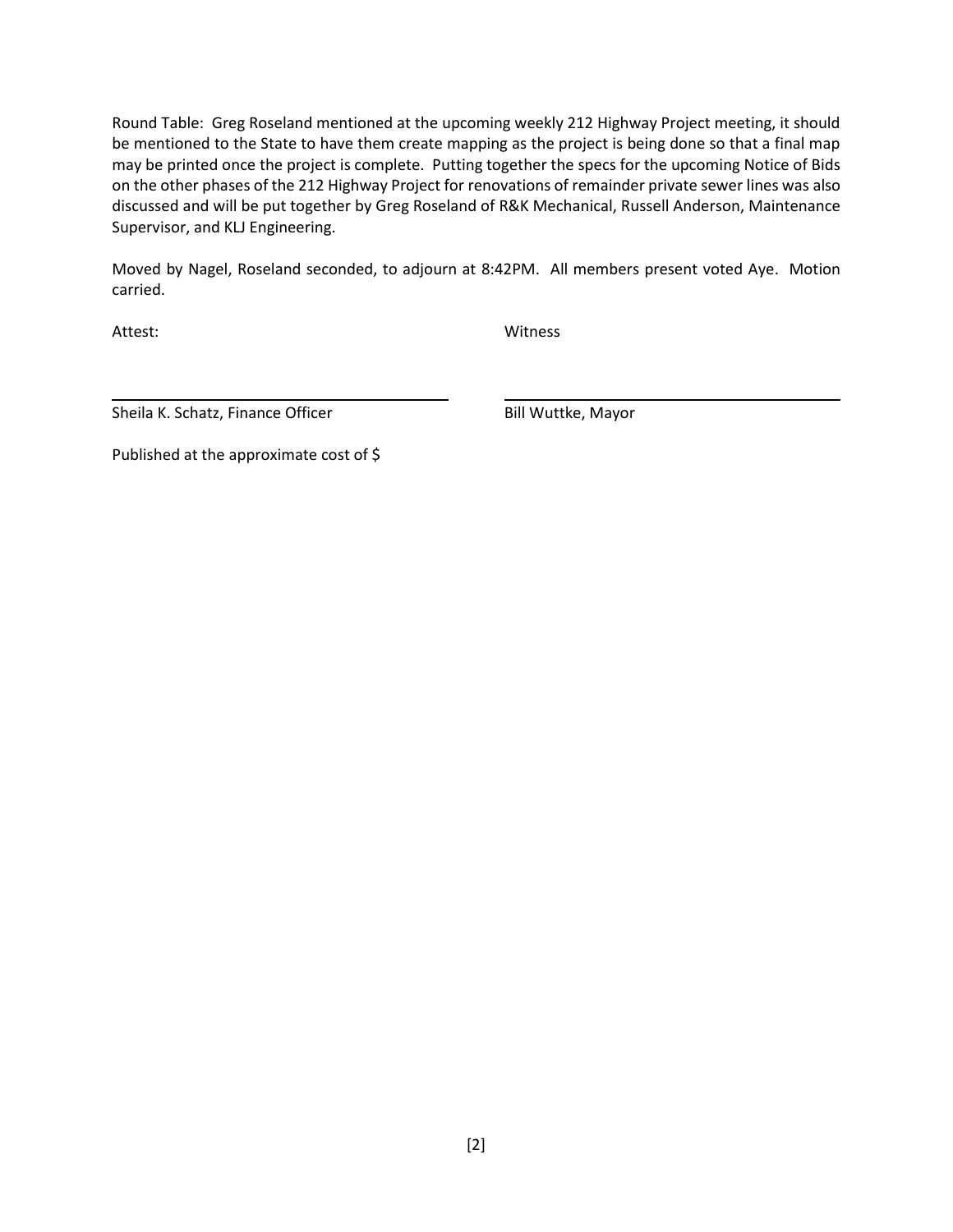Round Table: Greg Roseland mentioned at the upcoming weekly 212 Highway Project meeting, it should be mentioned to the State to have them create mapping as the project is being done so that a final map may be printed once the project is complete. Putting together the specs for the upcoming Notice of Bids on the other phases of the 212 Highway Project for renovations of remainder private sewer lines was also discussed and will be put together by Greg Roseland of R&K Mechanical, Russell Anderson, Maintenance Supervisor, and KLJ Engineering.

Moved by Nagel, Roseland seconded, to adjourn at 8:42PM. All members present voted Aye. Motion carried.

| | |
|---|---|
| Attest: | Witness |
| Sheila K. Schatz, Finance Officer | Bill Wuttke, Mayor |

Published at the approximate cost of $